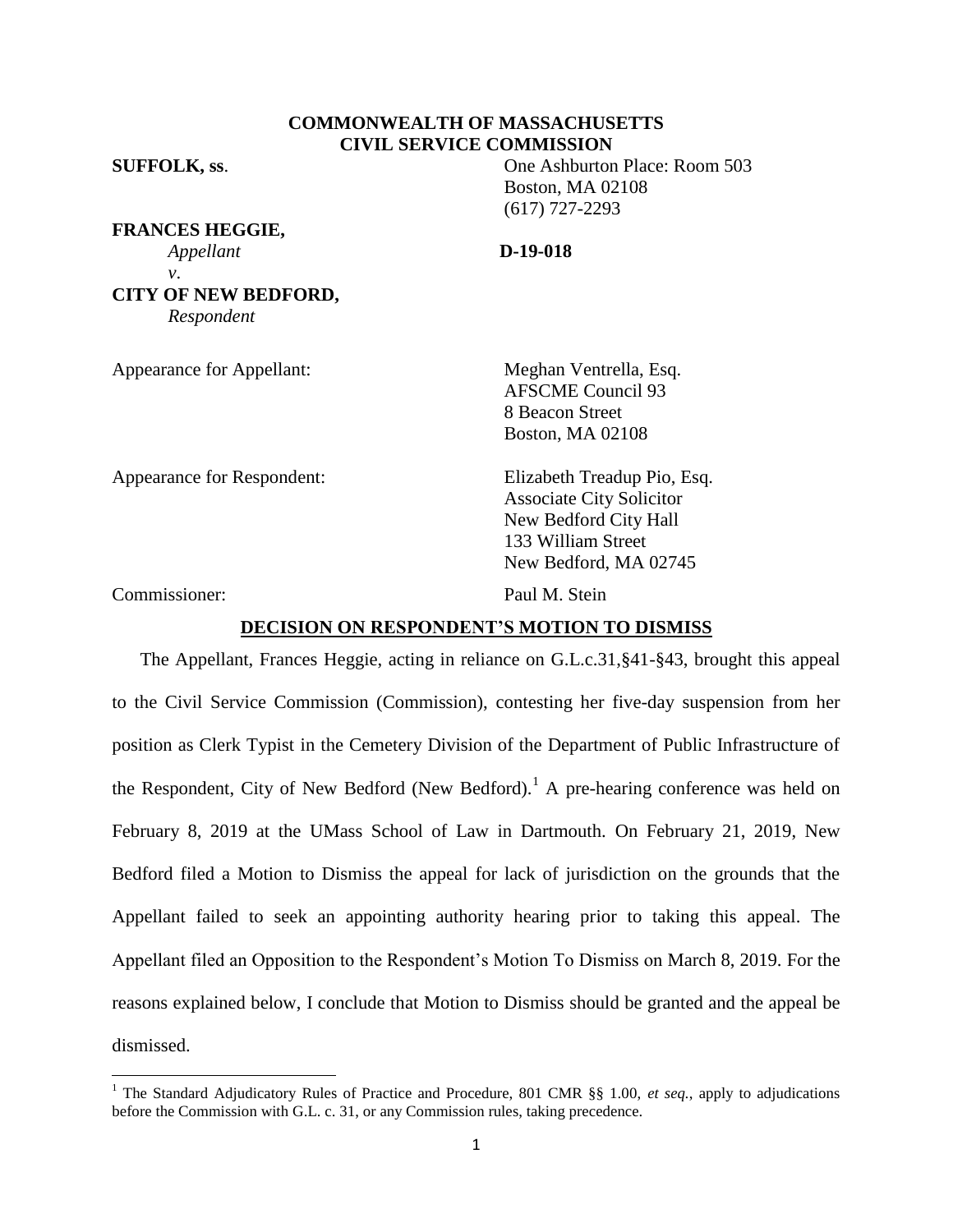**COMMONWEALTH OF MASSACHUSETTS**
**CIVIL SERVICE COMMISSION**

**SUFFOLK, ss**.

One Ashburton Place: Room 503
Boston, MA 02108
(617) 727-2293

**FRANCES HEGGIE,**
*Appellant*
*v*.
**CITY OF NEW BEDFORD,**
*Respondent*

**D-19-018**

Appearance for Appellant: Meghan Ventrella, Esq.
AFSCME Council 93
8 Beacon Street
Boston, MA 02108

Appearance for Respondent: Elizabeth Treadup Pio, Esq.
Associate City Solicitor
New Bedford City Hall
133 William Street
New Bedford, MA 02745

Commissioner: Paul M. Stein

**DECISION ON RESPONDENT'S MOTION TO DISMISS**

The Appellant, Frances Heggie, acting in reliance on G.L.c.31,§41-§43, brought this appeal to the Civil Service Commission (Commission), contesting her five-day suspension from her position as Clerk Typist in the Cemetery Division of the Department of Public Infrastructure of the Respondent, City of New Bedford (New Bedford).[1] A pre-hearing conference was held on February 8, 2019 at the UMass School of Law in Dartmouth. On February 21, 2019, New Bedford filed a Motion to Dismiss the appeal for lack of jurisdiction on the grounds that the Appellant failed to seek an appointing authority hearing prior to taking this appeal. The Appellant filed an Opposition to the Respondent's Motion To Dismiss on March 8, 2019. For the reasons explained below, I conclude that Motion to Dismiss should be granted and the appeal be dismissed.

[1] The Standard Adjudicatory Rules of Practice and Procedure, 801 CMR §§ 1.00, *et seq.*, apply to adjudications before the Commission with G.L. c. 31, or any Commission rules, taking precedence.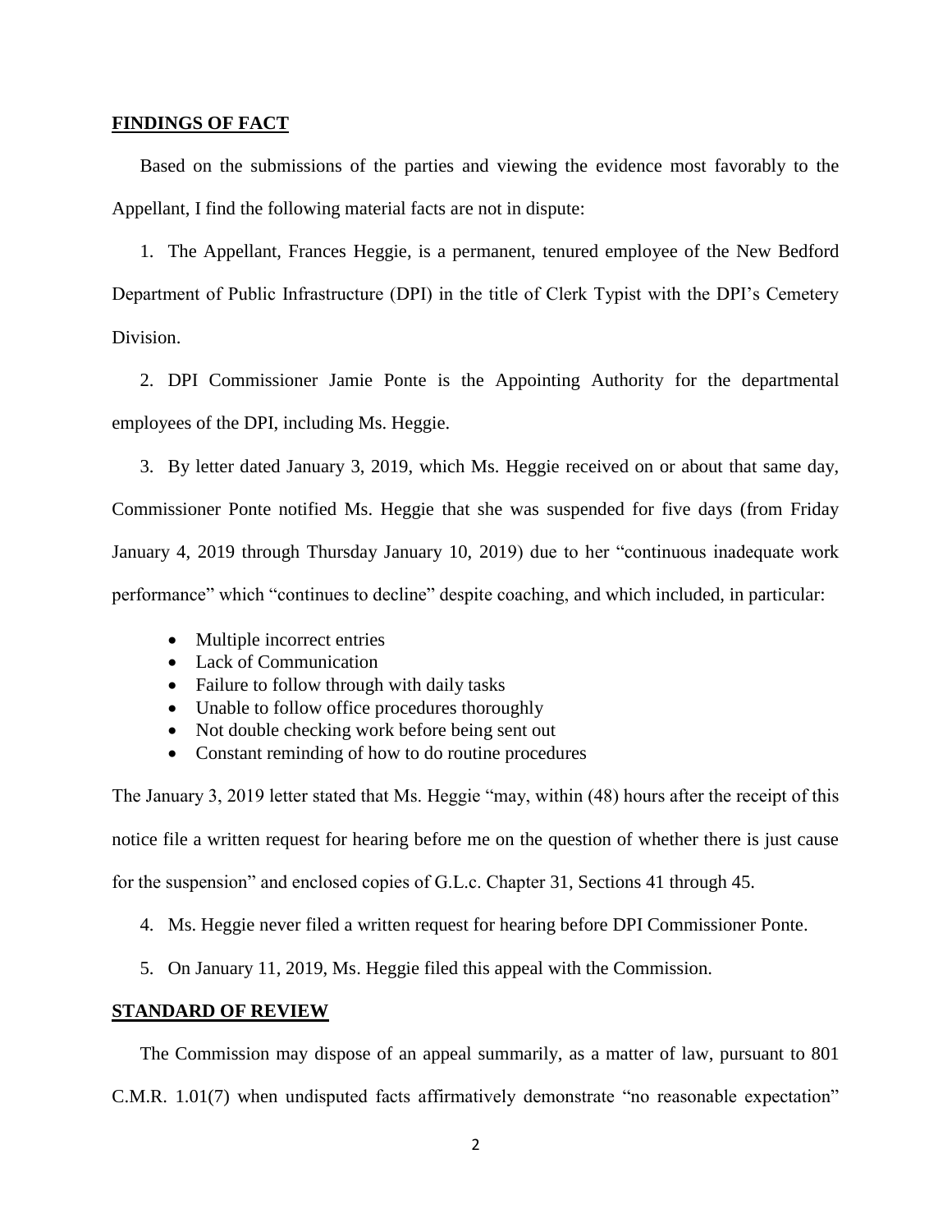## FINDINGS OF FACT

Based on the submissions of the parties and viewing the evidence most favorably to the Appellant, I find the following material facts are not in dispute:

1. The Appellant, Frances Heggie, is a permanent, tenured employee of the New Bedford Department of Public Infrastructure (DPI) in the title of Clerk Typist with the DPI's Cemetery Division.

2. DPI Commissioner Jamie Ponte is the Appointing Authority for the departmental employees of the DPI, including Ms. Heggie.

3. By letter dated January 3, 2019, which Ms. Heggie received on or about that same day, Commissioner Ponte notified Ms. Heggie that she was suspended for five days (from Friday January 4, 2019 through Thursday January 10, 2019) due to her "continuous inadequate work performance" which "continues to decline" despite coaching, and which included, in particular:

- Multiple incorrect entries
- Lack of Communication
- Failure to follow through with daily tasks
- Unable to follow office procedures thoroughly
- Not double checking work before being sent out
- Constant reminding of how to do routine procedures

The January 3, 2019 letter stated that Ms. Heggie "may, within (48) hours after the receipt of this notice file a written request for hearing before me on the question of whether there is just cause for the suspension" and enclosed copies of G.L.c. Chapter 31, Sections 41 through 45.

4. Ms. Heggie never filed a written request for hearing before DPI Commissioner Ponte.

5. On January 11, 2019, Ms. Heggie filed this appeal with the Commission.

## STANDARD OF REVIEW

The Commission may dispose of an appeal summarily, as a matter of law, pursuant to 801 C.M.R. 1.01(7) when undisputed facts affirmatively demonstrate "no reasonable expectation"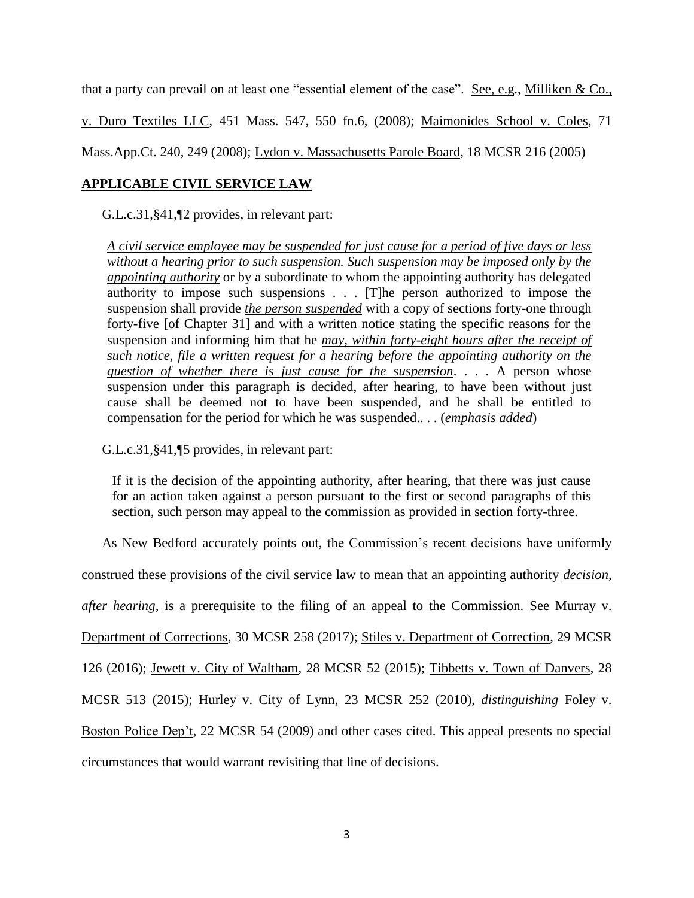that a party can prevail on at least one "essential element of the case". <u>See, e.g.</u>, <u>Milliken & Co., v. Duro Textiles LLC</u>, 451 Mass. 547, 550 fn.6, (2008); <u>Maimonides School v. Coles</u>, 71 Mass.App.Ct. 240, 249 (2008); <u>Lydon v. Massachusetts Parole Board</u>, 18 MCSR 216 (2005)

## APPLICABLE CIVIL SERVICE LAW

G.L.c.31,§41,¶2 provides, in relevant part:

> ***<u>A civil service employee may be suspended for just cause for a period of five days or less without a hearing prior to such suspension. Such suspension may be imposed only by the appointing authority</u>*** or by a subordinate to whom the appointing authority has delegated authority to impose such suspensions . . . [T]he person authorized to impose the suspension shall provide ***<u>the person suspended</u>*** with a copy of sections forty-one through forty-five [of Chapter 31] and with a written notice stating the specific reasons for the suspension and informing him that he ***<u>may, within forty-eight hours after the receipt of such notice, file a written request for a hearing before the appointing authority on the question of whether there is just cause for the suspension</u>***. . . . A person whose suspension under this paragraph is decided, after hearing, to have been without just cause shall be deemed not to have been suspended, and he shall be entitled to compensation for the period for which he was suspended.. . . (***<u>emphasis added</u>***)

G.L.c.31,§41,¶5 provides, in relevant part:

> If it is the decision of the appointing authority, after hearing, that there was just cause for an action taken against a person pursuant to the first or second paragraphs of this section, such person may appeal to the commission as provided in section forty-three.

As New Bedford accurately points out, the Commission's recent decisions have uniformly construed these provisions of the civil service law to mean that an appointing authority ***<u>decision</u>***, ***<u>after hearing</u>***, is a prerequisite to the filing of an appeal to the Commission. <u>See</u> <u>Murray v. Department of Corrections</u>, 30 MCSR 258 (2017); <u>Stiles v. Department of Correction</u>, 29 MCSR 126 (2016); <u>Jewett v. City of Waltham</u>, 28 MCSR 52 (2015); <u>Tibbetts v. Town of Danvers</u>, 28 MCSR 513 (2015); <u>Hurley v. City of Lynn</u>, 23 MCSR 252 (2010), ***<u>distinguishing</u>*** <u>Foley v. Boston Police Dep't</u>, 22 MCSR 54 (2009) and other cases cited. This appeal presents no special circumstances that would warrant revisiting that line of decisions.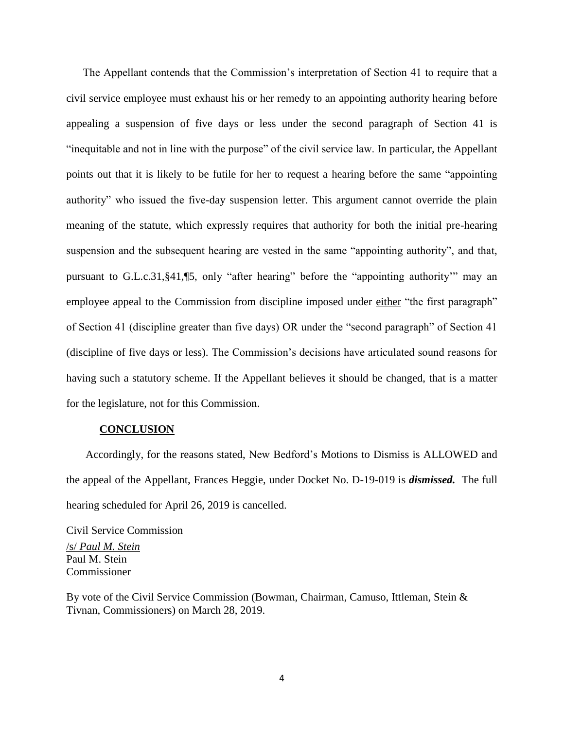The Appellant contends that the Commission's interpretation of Section 41 to require that a civil service employee must exhaust his or her remedy to an appointing authority hearing before appealing a suspension of five days or less under the second paragraph of Section 41 is "inequitable and not in line with the purpose" of the civil service law. In particular, the Appellant points out that it is likely to be futile for her to request a hearing before the same "appointing authority" who issued the five-day suspension letter. This argument cannot override the plain meaning of the statute, which expressly requires that authority for both the initial pre-hearing suspension and the subsequent hearing are vested in the same "appointing authority", and that, pursuant to G.L.c.31,§41,¶5, only "after hearing" before the "appointing authority'" may an employee appeal to the Commission from discipline imposed under <u>either</u> "the first paragraph" of Section 41 (discipline greater than five days) OR under the "second paragraph" of Section 41 (discipline of five days or less). The Commission's decisions have articulated sound reasons for having such a statutory scheme. If the Appellant believes it should be changed, that is a matter for the legislature, not for this Commission.

## **<u>CONCLUSION</u>**

Accordingly, for the reasons stated, New Bedford's Motions to Dismiss is ALLOWED and the appeal of the Appellant, Frances Heggie, under Docket No. D-19-019 is ***dismissed.*** The full hearing scheduled for April 26, 2019 is cancelled.

Civil Service Commission
/s/ *Paul M. Stein*
Paul M. Stein
Commissioner

By vote of the Civil Service Commission (Bowman, Chairman, Camuso, Ittleman, Stein & Tivnan, Commissioners) on March 28, 2019.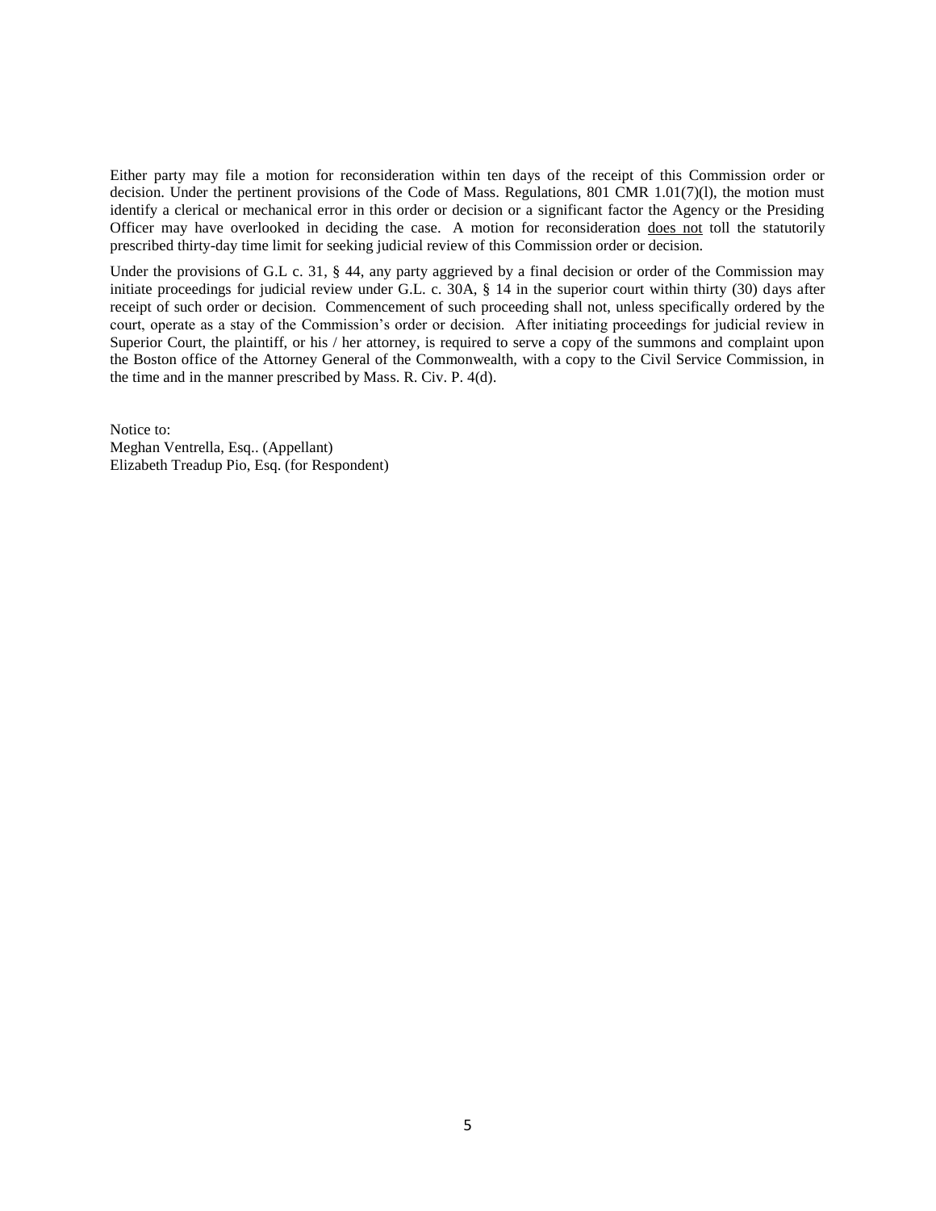Either party may file a motion for reconsideration within ten days of the receipt of this Commission order or decision. Under the pertinent provisions of the Code of Mass. Regulations, 801 CMR 1.01(7)(l), the motion must identify a clerical or mechanical error in this order or decision or a significant factor the Agency or the Presiding Officer may have overlooked in deciding the case. A motion for reconsideration does not toll the statutorily prescribed thirty-day time limit for seeking judicial review of this Commission order or decision.

Under the provisions of G.L c. 31, § 44, any party aggrieved by a final decision or order of the Commission may initiate proceedings for judicial review under G.L. c. 30A, § 14 in the superior court within thirty (30) days after receipt of such order or decision. Commencement of such proceeding shall not, unless specifically ordered by the court, operate as a stay of the Commission's order or decision. After initiating proceedings for judicial review in Superior Court, the plaintiff, or his / her attorney, is required to serve a copy of the summons and complaint upon the Boston office of the Attorney General of the Commonwealth, with a copy to the Civil Service Commission, in the time and in the manner prescribed by Mass. R. Civ. P. 4(d).

Notice to:
Meghan Ventrella, Esq.. (Appellant)
Elizabeth Treadup Pio, Esq. (for Respondent)